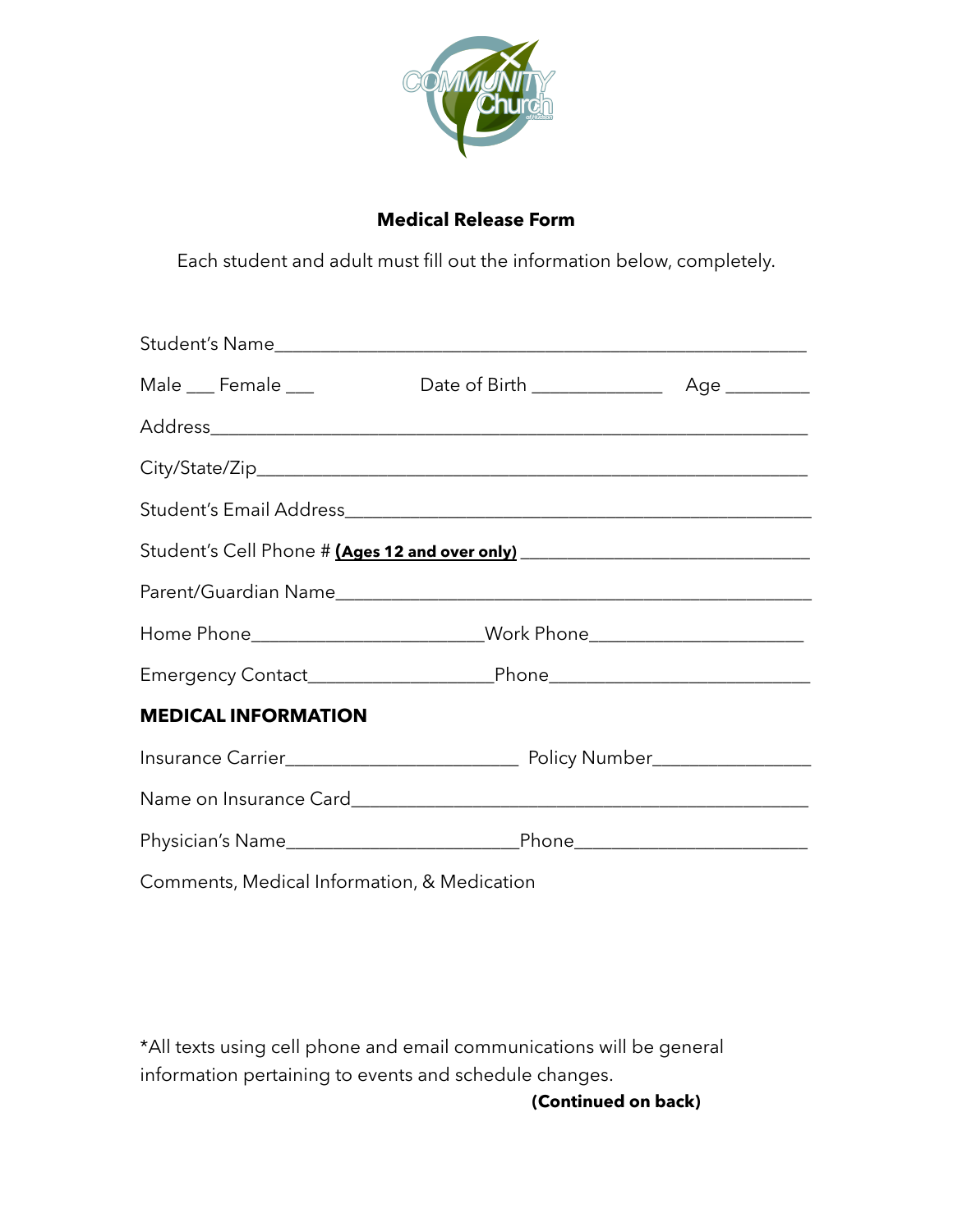## Medical Release Form

Each student and adult must fill out the information below, completely.

Student's Name___________________________________________________________

Male ___ Female ___ Date of Birth ______________ Age _________

Address_________________________________________________________________

City/State/Zip___________________________________________________________

Student's Email Address__________________________________________________

Student's Cell Phone # **(Ages 12 and over only)** _______________________________

Parent/Guardian Name____________________________________________________

Home Phone_________________________Work Phone_______________________

Emergency Contact___________________Phone___________________________

**MEDICAL INFORMATION**

Insurance Carrier_________________________ Policy Number_________________

Name on Insurance Card__________________________________________________

Physician's Name_________________________Phone_________________________

Comments, Medical Information, & Medication

*All texts using cell phone and email communications will be general information pertaining to events and schedule changes.

**(Continued on back)**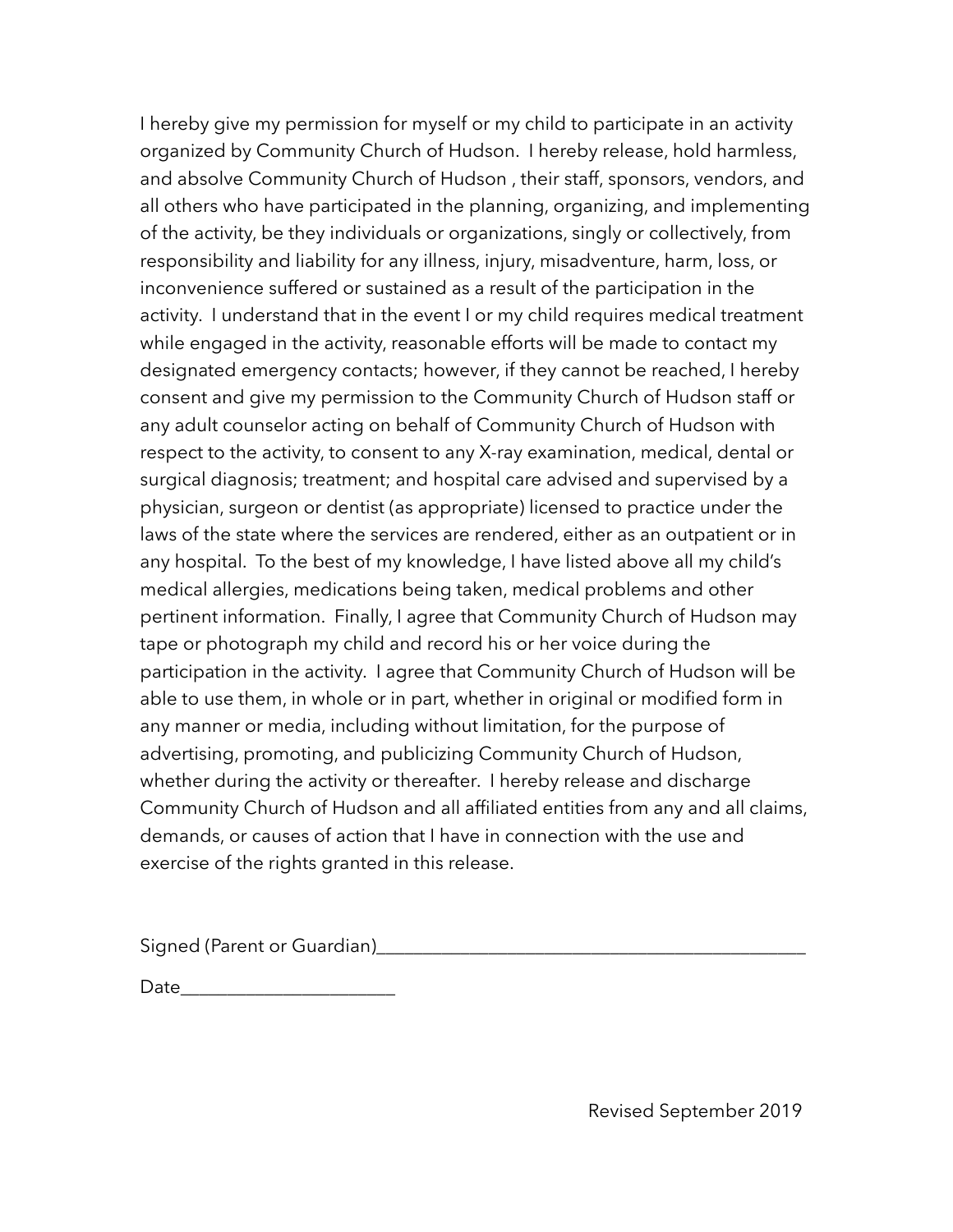I hereby give my permission for myself or my child to participate in an activity organized by Community Church of Hudson. I hereby release, hold harmless, and absolve Community Church of Hudson , their staff, sponsors, vendors, and all others who have participated in the planning, organizing, and implementing of the activity, be they individuals or organizations, singly or collectively, from responsibility and liability for any illness, injury, misadventure, harm, loss, or inconvenience suffered or sustained as a result of the participation in the activity. I understand that in the event I or my child requires medical treatment while engaged in the activity, reasonable efforts will be made to contact my designated emergency contacts; however, if they cannot be reached, I hereby consent and give my permission to the Community Church of Hudson staff or any adult counselor acting on behalf of Community Church of Hudson with respect to the activity, to consent to any X-ray examination, medical, dental or surgical diagnosis; treatment; and hospital care advised and supervised by a physician, surgeon or dentist (as appropriate) licensed to practice under the laws of the state where the services are rendered, either as an outpatient or in any hospital. To the best of my knowledge, I have listed above all my child's medical allergies, medications being taken, medical problems and other pertinent information. Finally, I agree that Community Church of Hudson may tape or photograph my child and record his or her voice during the participation in the activity. I agree that Community Church of Hudson will be able to use them, in whole or in part, whether in original or modified form in any manner or media, including without limitation, for the purpose of advertising, promoting, and publicizing Community Church of Hudson, whether during the activity or thereafter. I hereby release and discharge Community Church of Hudson and all affiliated entities from any and all claims, demands, or causes of action that I have in connection with the use and exercise of the rights granted in this release.

Signed (Parent or Guardian)_______________________________________________

Date________________________

Revised September 2019